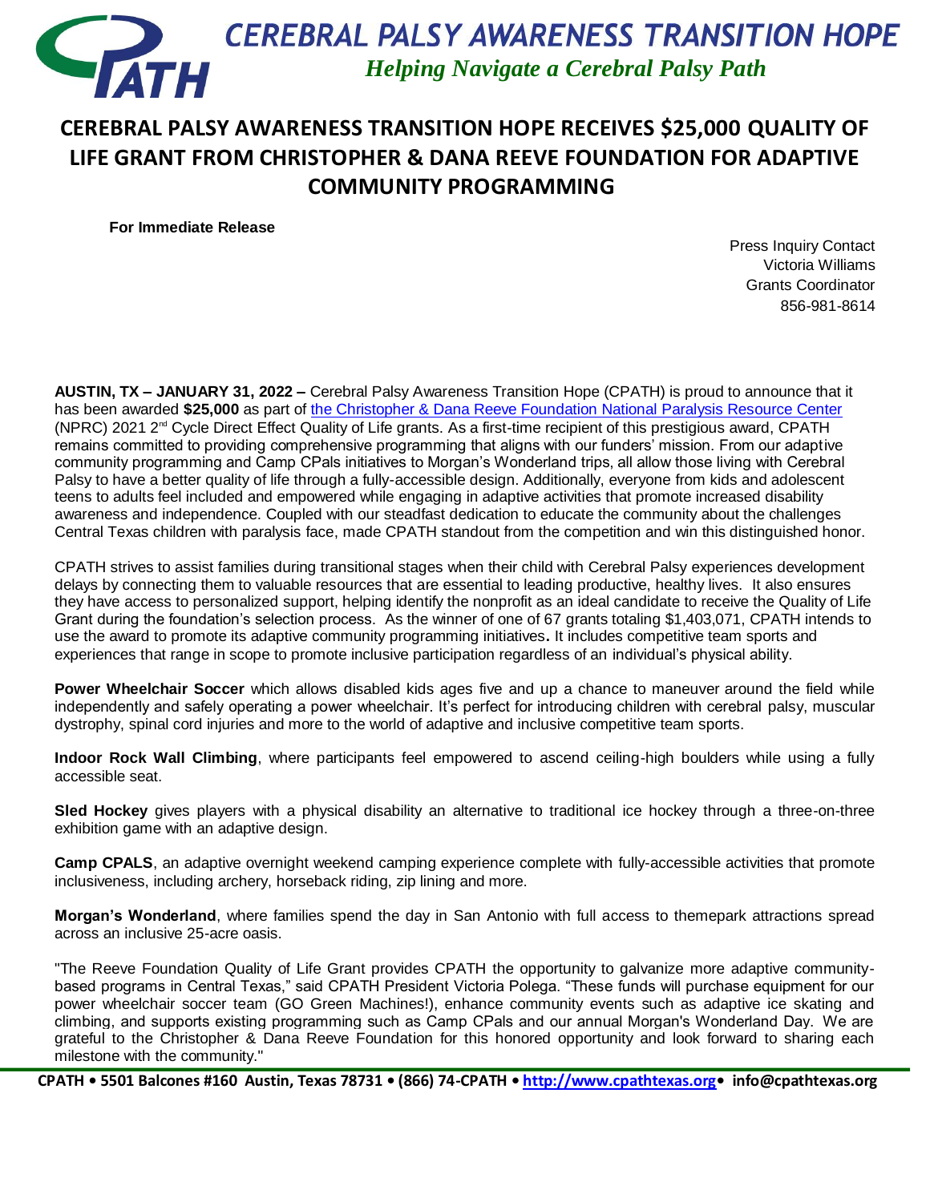# CEREBRAL PALSY AWARENESS TRANSITION HOPE

*Helping Navigate a Cerebral Palsy Path*

## CEREBRAL PALSY AWARENESS TRANSITION HOPE RECEIVES $25,000 QUALITY OF LIFE GRANT FROM CHRISTOPHER & DANA REEVE FOUNDATION FOR ADAPTIVE COMMUNITY PROGRAMMING

**For Immediate Release**

Press Inquiry Contact
Victoria Williams
Grants Coordinator
856-981-8614

**AUSTIN, TX – JANUARY 31, 2022 –** Cerebral Palsy Awareness Transition Hope (CPATH) is proud to announce that it has been awarded **$25,000** as part of the Christopher & Dana Reeve Foundation National Paralysis Resource Center (NPRC) 2021 2nd Cycle Direct Effect Quality of Life grants. As a first-time recipient of this prestigious award, CPATH remains committed to providing comprehensive programming that aligns with our funders' mission. From our adaptive community programming and Camp CPals initiatives to Morgan's Wonderland trips, all allow those living with Cerebral Palsy to have a better quality of life through a fully-accessible design. Additionally, everyone from kids and adolescent teens to adults feel included and empowered while engaging in adaptive activities that promote increased disability awareness and independence. Coupled with our steadfast dedication to educate the community about the challenges Central Texas children with paralysis face, made CPATH standout from the competition and win this distinguished honor.

CPATH strives to assist families during transitional stages when their child with Cerebral Palsy experiences development delays by connecting them to valuable resources that are essential to leading productive, healthy lives. It also ensures they have access to personalized support, helping identify the nonprofit as an ideal candidate to receive the Quality of Life Grant during the foundation's selection process. As the winner of one of 67 grants totaling $1,403,071, CPATH intends to use the award to promote its adaptive community programming initiatives**.** It includes competitive team sports and experiences that range in scope to promote inclusive participation regardless of an individual's physical ability.

**Power Wheelchair Soccer** which allows disabled kids ages five and up a chance to maneuver around the field while independently and safely operating a power wheelchair. It's perfect for introducing children with cerebral palsy, muscular dystrophy, spinal cord injuries and more to the world of adaptive and inclusive competitive team sports.

**Indoor Rock Wall Climbing**, where participants feel empowered to ascend ceiling-high boulders while using a fully accessible seat.

**Sled Hockey** gives players with a physical disability an alternative to traditional ice hockey through a three-on-three exhibition game with an adaptive design.

**Camp CPALS**, an adaptive overnight weekend camping experience complete with fully-accessible activities that promote inclusiveness, including archery, horseback riding, zip lining and more.

**Morgan's Wonderland**, where families spend the day in San Antonio with full access to themepark attractions spread across an inclusive 25-acre oasis.

"The Reeve Foundation Quality of Life Grant provides CPATH the opportunity to galvanize more adaptive community-based programs in Central Texas," said CPATH President Victoria Polega. "These funds will purchase equipment for our power wheelchair soccer team (GO Green Machines!), enhance community events such as adaptive ice skating and climbing, and supports existing programming such as Camp CPals and our annual Morgan's Wonderland Day. We are grateful to the Christopher & Dana Reeve Foundation for this honored opportunity and look forward to sharing each milestone with the community."

**CPATH • 5501 Balcones #160 Austin, Texas 78731 • (866) 74-CPATH • http://www.cpathtexas.org • info@cpathtexas.org**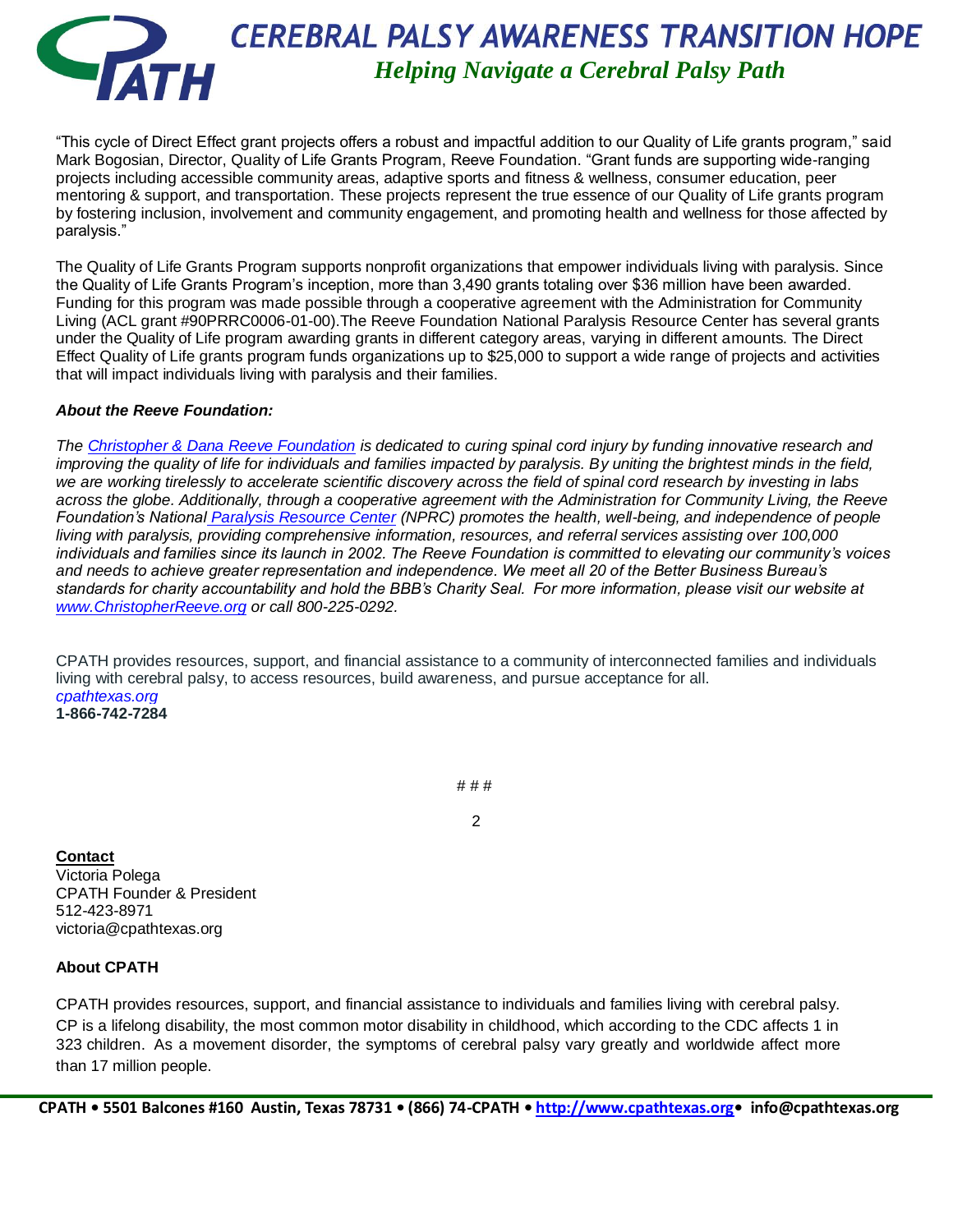"This cycle of Direct Effect grant projects offers a robust and impactful addition to our Quality of Life grants program," said Mark Bogosian, Director, Quality of Life Grants Program, Reeve Foundation. "Grant funds are supporting wide-ranging projects including accessible community areas, adaptive sports and fitness & wellness, consumer education, peer mentoring & support, and transportation. These projects represent the true essence of our Quality of Life grants program by fostering inclusion, involvement and community engagement, and promoting health and wellness for those affected by paralysis."

The Quality of Life Grants Program supports nonprofit organizations that empower individuals living with paralysis. Since the Quality of Life Grants Program's inception, more than 3,490 grants totaling over $36 million have been awarded. Funding for this program was made possible through a cooperative agreement with the Administration for Community Living (ACL grant #90PRRC0006-01-00).The Reeve Foundation National Paralysis Resource Center has several grants under the Quality of Life program awarding grants in different category areas, varying in different amounts. The Direct Effect Quality of Life grants program funds organizations up to $25,000 to support a wide range of projects and activities that will impact individuals living with paralysis and their families.

***About the Reeve Foundation:***

*The Christopher & Dana Reeve Foundation is dedicated to curing spinal cord injury by funding innovative research and improving the quality of life for individuals and families impacted by paralysis. By uniting the brightest minds in the field, we are working tirelessly to accelerate scientific discovery across the field of spinal cord research by investing in labs across the globe. Additionally, through a cooperative agreement with the Administration for Community Living, the Reeve Foundation's National Paralysis Resource Center (NPRC) promotes the health, well-being, and independence of people living with paralysis, providing comprehensive information, resources, and referral services assisting over 100,000 individuals and families since its launch in 2002. The Reeve Foundation is committed to elevating our community's voices and needs to achieve greater representation and independence. We meet all 20 of the Better Business Bureau's standards for charity accountability and hold the BBB's Charity Seal. For more information, please visit our website at www.ChristopherReeve.org or call 800-225-0292.*

CPATH provides resources, support, and financial assistance to a community of interconnected families and individuals living with cerebral palsy, to access resources, build awareness, and pursue acceptance for all.
*cpathtexas.org*
**1-866-742-7284**

# # #

**Contact**
Victoria Polega
CPATH Founder & President
512-423-8971
victoria@cpathtexas.org

**About CPATH**

CPATH provides resources, support, and financial assistance to individuals and families living with cerebral palsy. CP is a lifelong disability, the most common motor disability in childhood, which according to the CDC affects 1 in 323 children. As a movement disorder, the symptoms of cerebral palsy vary greatly and worldwide affect more than 17 million people.